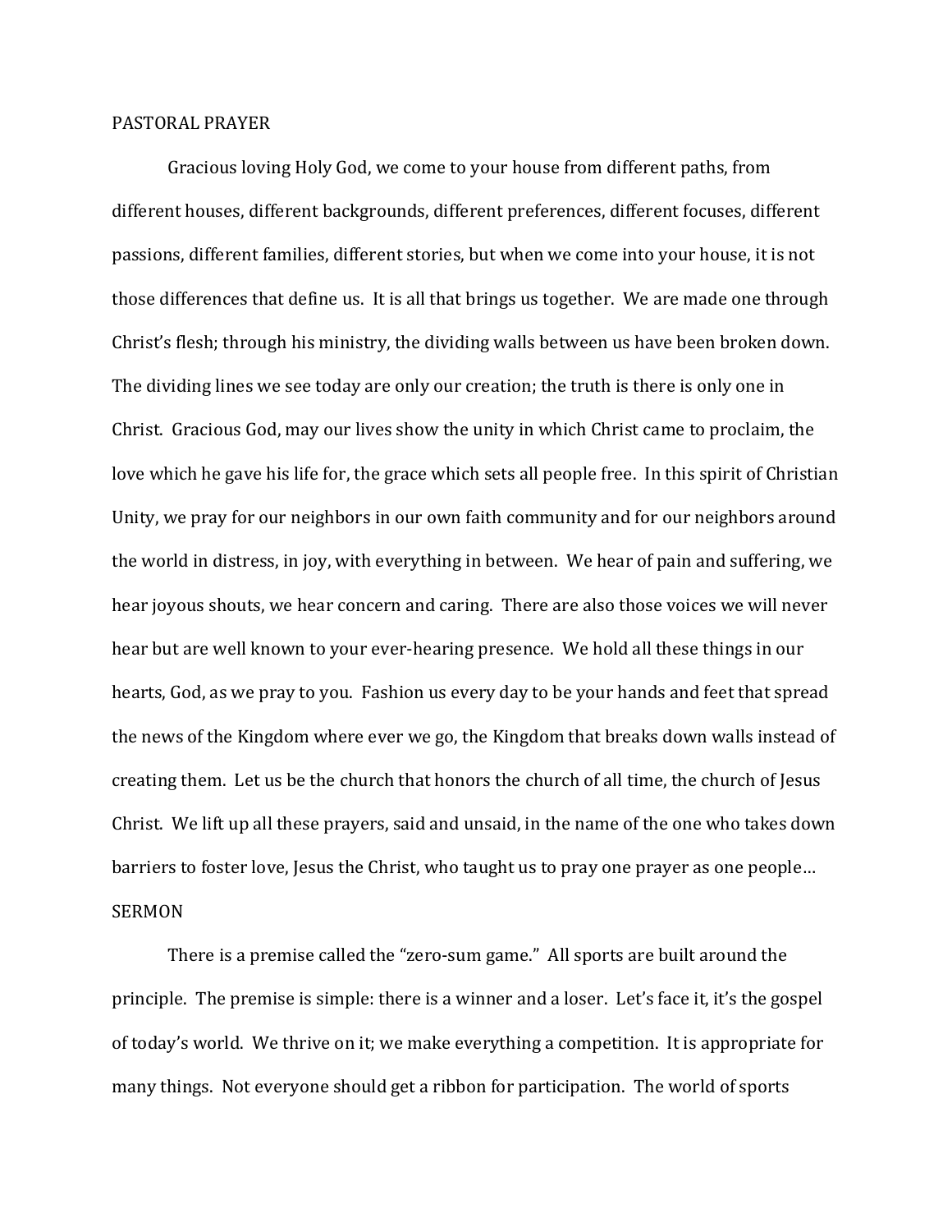PASTORAL PRAYER

Gracious loving Holy God, we come to your house from different paths, from different houses, different backgrounds, different preferences, different focuses, different passions, different families, different stories, but when we come into your house, it is not those differences that define us. It is all that brings us together. We are made one through Christ's flesh; through his ministry, the dividing walls between us have been broken down. The dividing lines we see today are only our creation; the truth is there is only one in Christ. Gracious God, may our lives show the unity in which Christ came to proclaim, the love which he gave his life for, the grace which sets all people free. In this spirit of Christian Unity, we pray for our neighbors in our own faith community and for our neighbors around the world in distress, in joy, with everything in between. We hear of pain and suffering, we hear joyous shouts, we hear concern and caring. There are also those voices we will never hear but are well known to your ever-hearing presence. We hold all these things in our hearts, God, as we pray to you. Fashion us every day to be your hands and feet that spread the news of the Kingdom where ever we go, the Kingdom that breaks down walls instead of creating them. Let us be the church that honors the church of all time, the church of Jesus Christ. We lift up all these prayers, said and unsaid, in the name of the one who takes down barriers to foster love, Jesus the Christ, who taught us to pray one prayer as one people…

SERMON

There is a premise called the "zero-sum game." All sports are built around the principle. The premise is simple: there is a winner and a loser. Let's face it, it's the gospel of today's world. We thrive on it; we make everything a competition. It is appropriate for many things. Not everyone should get a ribbon for participation. The world of sports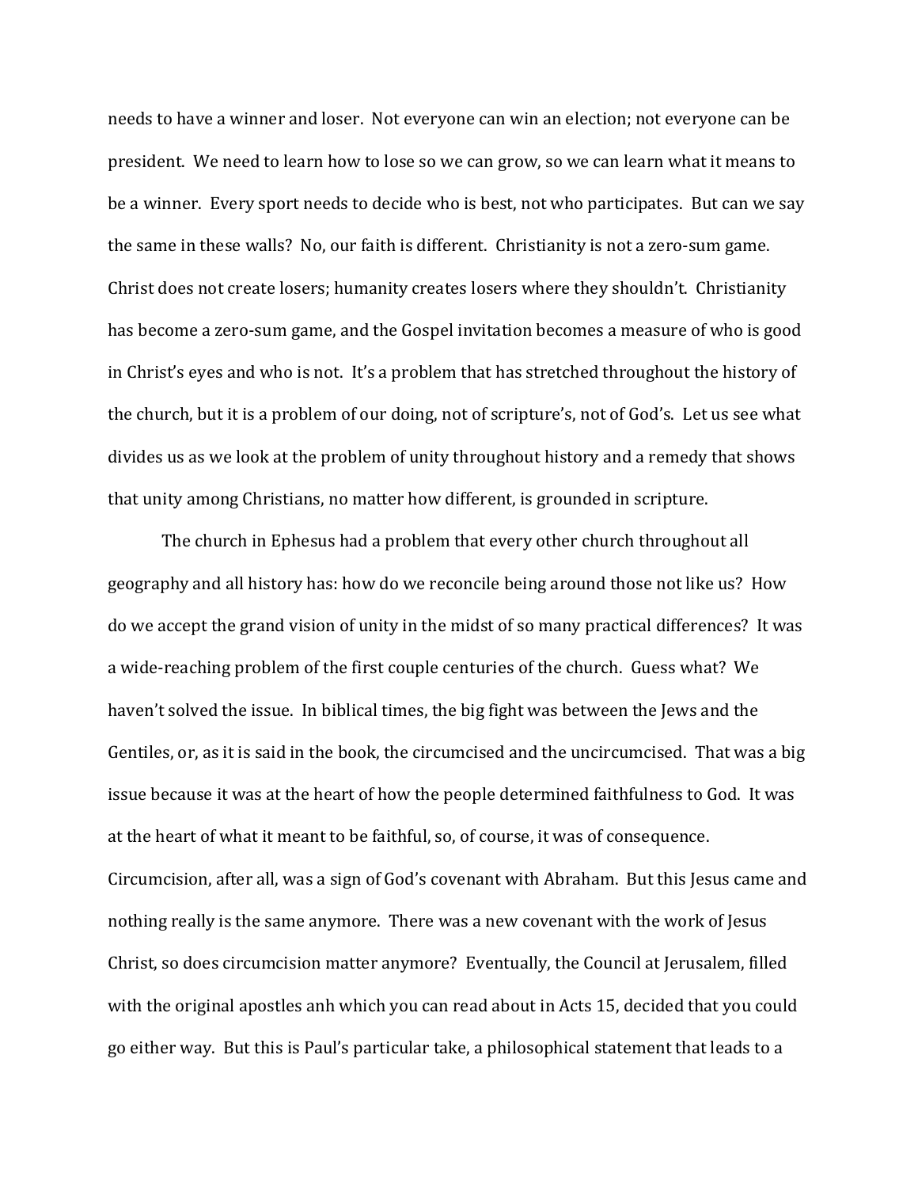needs to have a winner and loser. Not everyone can win an election; not everyone can be president. We need to learn how to lose so we can grow, so we can learn what it means to be a winner. Every sport needs to decide who is best, not who participates. But can we say the same in these walls? No, our faith is different. Christianity is not a zero-sum game. Christ does not create losers; humanity creates losers where they shouldn't. Christianity has become a zero-sum game, and the Gospel invitation becomes a measure of who is good in Christ's eyes and who is not. It's a problem that has stretched throughout the history of the church, but it is a problem of our doing, not of scripture's, not of God's. Let us see what divides us as we look at the problem of unity throughout history and a remedy that shows that unity among Christians, no matter how different, is grounded in scripture.

The church in Ephesus had a problem that every other church throughout all geography and all history has: how do we reconcile being around those not like us? How do we accept the grand vision of unity in the midst of so many practical differences? It was a wide-reaching problem of the first couple centuries of the church. Guess what? We haven't solved the issue. In biblical times, the big fight was between the Jews and the Gentiles, or, as it is said in the book, the circumcised and the uncircumcised. That was a big issue because it was at the heart of how the people determined faithfulness to God. It was at the heart of what it meant to be faithful, so, of course, it was of consequence. Circumcision, after all, was a sign of God's covenant with Abraham. But this Jesus came and nothing really is the same anymore. There was a new covenant with the work of Jesus Christ, so does circumcision matter anymore? Eventually, the Council at Jerusalem, filled with the original apostles anh which you can read about in Acts 15, decided that you could go either way. But this is Paul's particular take, a philosophical statement that leads to a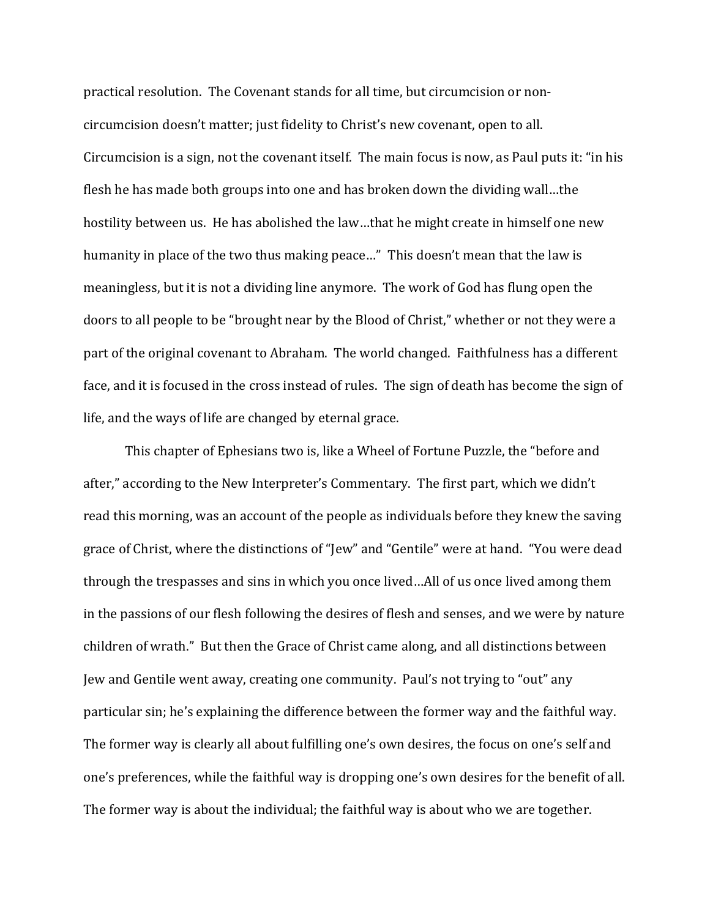practical resolution. The Covenant stands for all time, but circumcision or non-circumcision doesn't matter; just fidelity to Christ's new covenant, open to all. Circumcision is a sign, not the covenant itself. The main focus is now, as Paul puts it: "in his flesh he has made both groups into one and has broken down the dividing wall…the hostility between us. He has abolished the law…that he might create in himself one new humanity in place of the two thus making peace…" This doesn't mean that the law is meaningless, but it is not a dividing line anymore. The work of God has flung open the doors to all people to be "brought near by the Blood of Christ," whether or not they were a part of the original covenant to Abraham. The world changed. Faithfulness has a different face, and it is focused in the cross instead of rules. The sign of death has become the sign of life, and the ways of life are changed by eternal grace.

This chapter of Ephesians two is, like a Wheel of Fortune Puzzle, the "before and after," according to the New Interpreter's Commentary. The first part, which we didn't read this morning, was an account of the people as individuals before they knew the saving grace of Christ, where the distinctions of "Jew" and "Gentile" were at hand. "You were dead through the trespasses and sins in which you once lived…All of us once lived among them in the passions of our flesh following the desires of flesh and senses, and we were by nature children of wrath." But then the Grace of Christ came along, and all distinctions between Jew and Gentile went away, creating one community. Paul's not trying to "out" any particular sin; he's explaining the difference between the former way and the faithful way. The former way is clearly all about fulfilling one's own desires, the focus on one's self and one's preferences, while the faithful way is dropping one's own desires for the benefit of all. The former way is about the individual; the faithful way is about who we are together.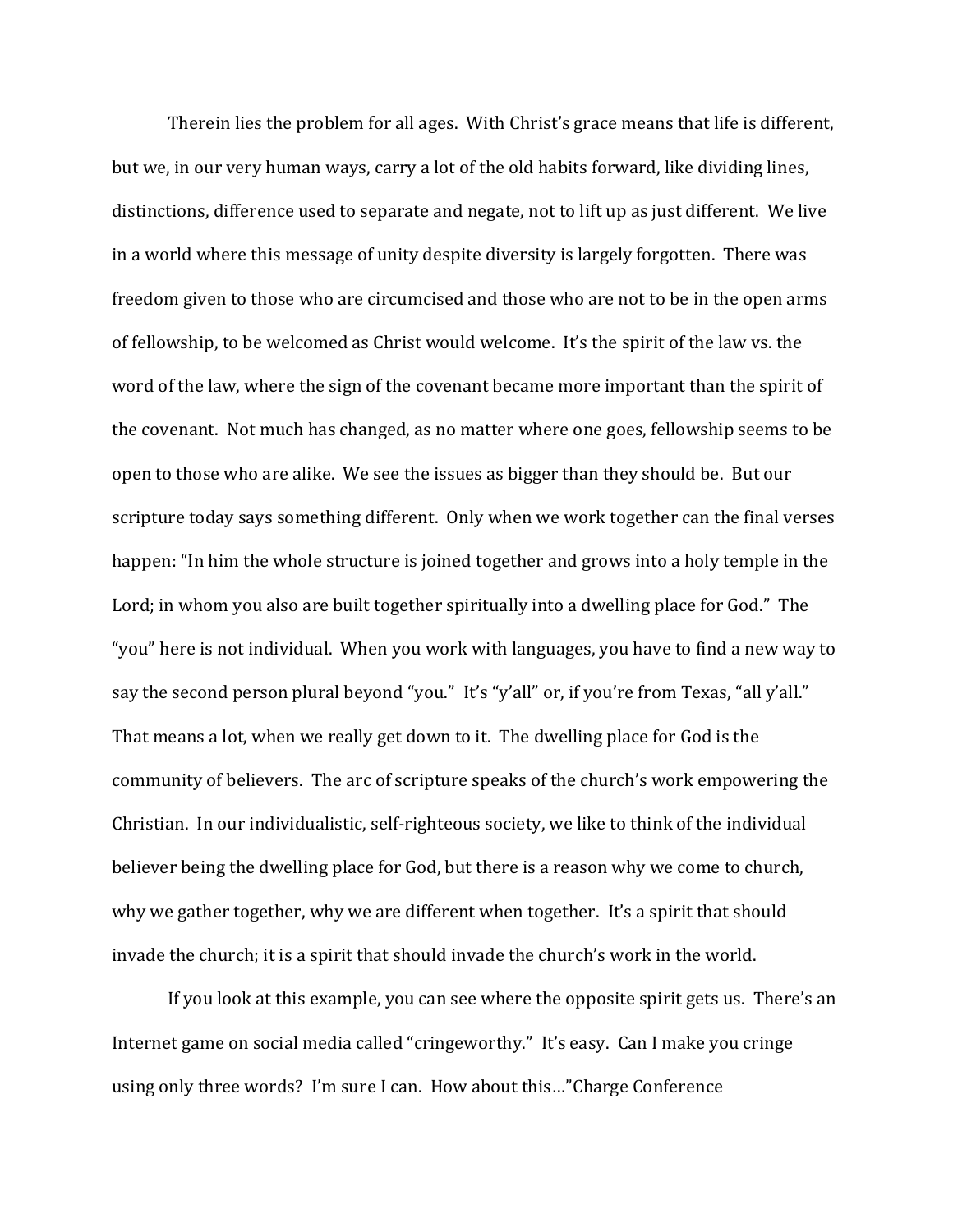Therein lies the problem for all ages. With Christ's grace means that life is different, but we, in our very human ways, carry a lot of the old habits forward, like dividing lines, distinctions, difference used to separate and negate, not to lift up as just different. We live in a world where this message of unity despite diversity is largely forgotten. There was freedom given to those who are circumcised and those who are not to be in the open arms of fellowship, to be welcomed as Christ would welcome. It's the spirit of the law vs. the word of the law, where the sign of the covenant became more important than the spirit of the covenant. Not much has changed, as no matter where one goes, fellowship seems to be open to those who are alike. We see the issues as bigger than they should be. But our scripture today says something different. Only when we work together can the final verses happen: "In him the whole structure is joined together and grows into a holy temple in the Lord; in whom you also are built together spiritually into a dwelling place for God." The "you" here is not individual. When you work with languages, you have to find a new way to say the second person plural beyond "you." It's "y'all" or, if you're from Texas, "all y'all." That means a lot, when we really get down to it. The dwelling place for God is the community of believers. The arc of scripture speaks of the church's work empowering the Christian. In our individualistic, self-righteous society, we like to think of the individual believer being the dwelling place for God, but there is a reason why we come to church, why we gather together, why we are different when together. It's a spirit that should invade the church; it is a spirit that should invade the church's work in the world.

If you look at this example, you can see where the opposite spirit gets us. There's an Internet game on social media called "cringeworthy." It's easy. Can I make you cringe using only three words? I'm sure I can. How about this…"Charge Conference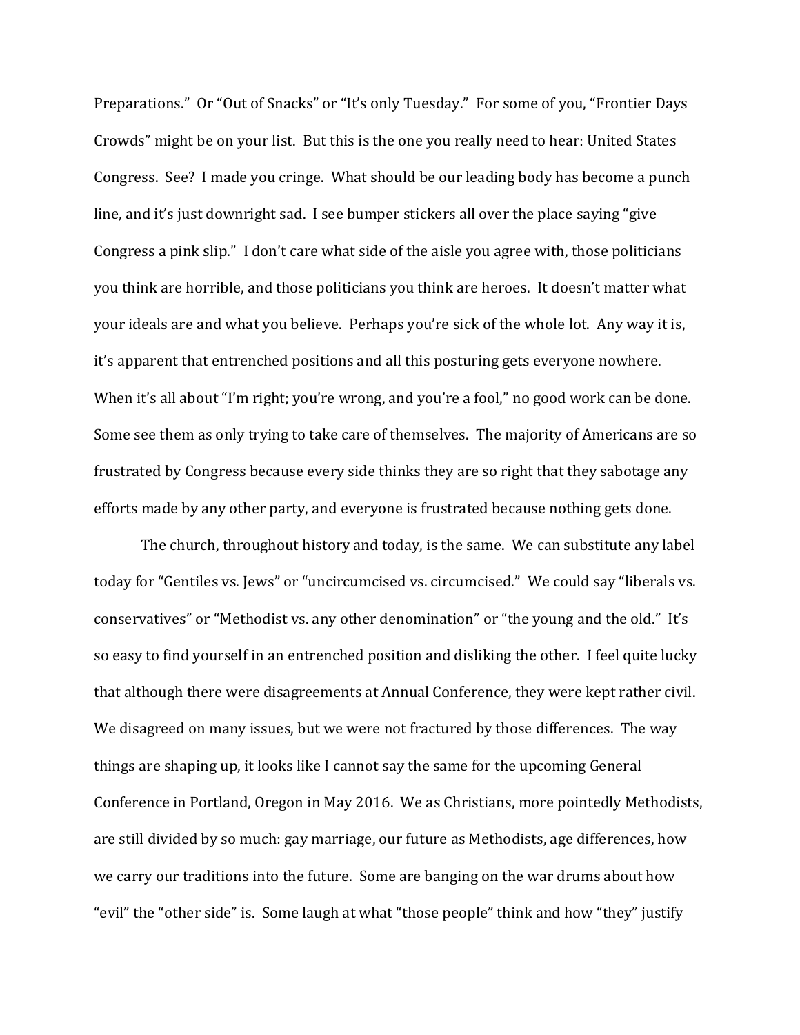Preparations." Or "Out of Snacks" or "It's only Tuesday." For some of you, "Frontier Days Crowds" might be on your list. But this is the one you really need to hear: United States Congress. See? I made you cringe. What should be our leading body has become a punch line, and it's just downright sad. I see bumper stickers all over the place saying "give Congress a pink slip." I don't care what side of the aisle you agree with, those politicians you think are horrible, and those politicians you think are heroes. It doesn't matter what your ideals are and what you believe. Perhaps you're sick of the whole lot. Any way it is, it's apparent that entrenched positions and all this posturing gets everyone nowhere. When it's all about "I'm right; you're wrong, and you're a fool," no good work can be done. Some see them as only trying to take care of themselves. The majority of Americans are so frustrated by Congress because every side thinks they are so right that they sabotage any efforts made by any other party, and everyone is frustrated because nothing gets done.

The church, throughout history and today, is the same. We can substitute any label today for "Gentiles vs. Jews" or "uncircumcised vs. circumcised." We could say "liberals vs. conservatives" or "Methodist vs. any other denomination" or "the young and the old." It's so easy to find yourself in an entrenched position and disliking the other. I feel quite lucky that although there were disagreements at Annual Conference, they were kept rather civil. We disagreed on many issues, but we were not fractured by those differences. The way things are shaping up, it looks like I cannot say the same for the upcoming General Conference in Portland, Oregon in May 2016. We as Christians, more pointedly Methodists, are still divided by so much: gay marriage, our future as Methodists, age differences, how we carry our traditions into the future. Some are banging on the war drums about how "evil" the "other side" is. Some laugh at what "those people" think and how "they" justify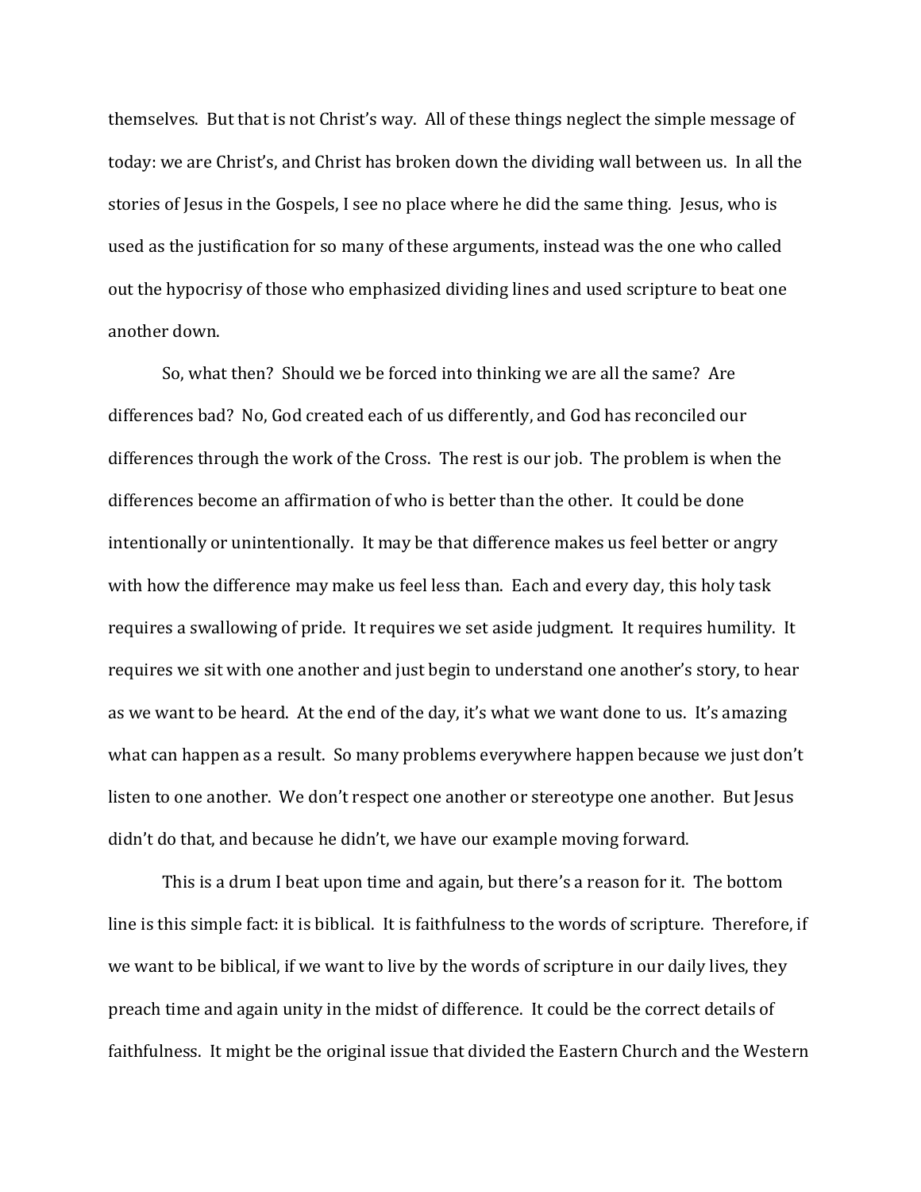themselves. But that is not Christ's way. All of these things neglect the simple message of today: we are Christ's, and Christ has broken down the dividing wall between us. In all the stories of Jesus in the Gospels, I see no place where he did the same thing. Jesus, who is used as the justification for so many of these arguments, instead was the one who called out the hypocrisy of those who emphasized dividing lines and used scripture to beat one another down.

So, what then? Should we be forced into thinking we are all the same? Are differences bad? No, God created each of us differently, and God has reconciled our differences through the work of the Cross. The rest is our job. The problem is when the differences become an affirmation of who is better than the other. It could be done intentionally or unintentionally. It may be that difference makes us feel better or angry with how the difference may make us feel less than. Each and every day, this holy task requires a swallowing of pride. It requires we set aside judgment. It requires humility. It requires we sit with one another and just begin to understand one another's story, to hear as we want to be heard. At the end of the day, it's what we want done to us. It's amazing what can happen as a result. So many problems everywhere happen because we just don't listen to one another. We don't respect one another or stereotype one another. But Jesus didn't do that, and because he didn't, we have our example moving forward.

This is a drum I beat upon time and again, but there's a reason for it. The bottom line is this simple fact: it is biblical. It is faithfulness to the words of scripture. Therefore, if we want to be biblical, if we want to live by the words of scripture in our daily lives, they preach time and again unity in the midst of difference. It could be the correct details of faithfulness. It might be the original issue that divided the Eastern Church and the Western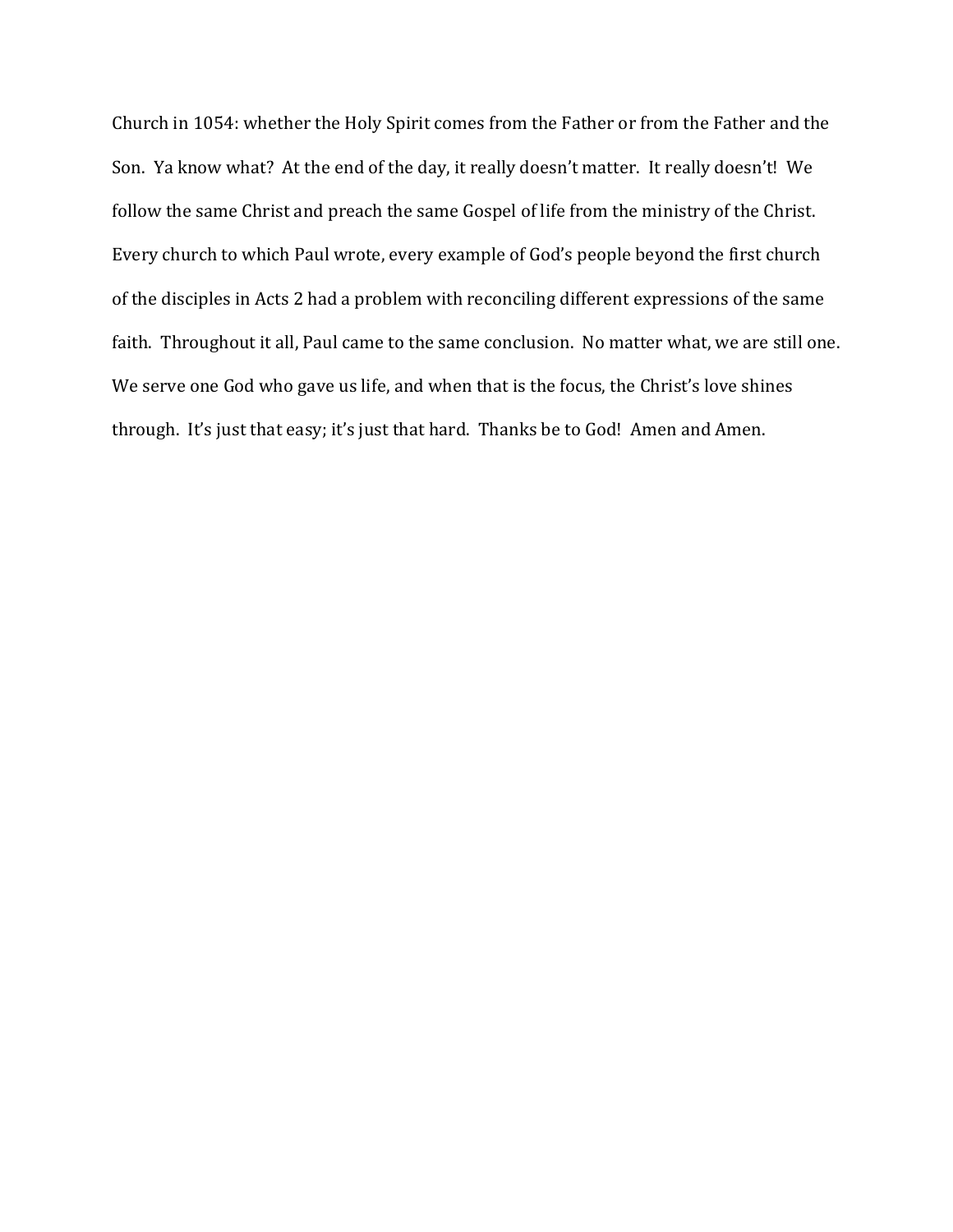Church in 1054: whether the Holy Spirit comes from the Father or from the Father and the Son. Ya know what? At the end of the day, it really doesn't matter. It really doesn't! We follow the same Christ and preach the same Gospel of life from the ministry of the Christ. Every church to which Paul wrote, every example of God's people beyond the first church of the disciples in Acts 2 had a problem with reconciling different expressions of the same faith. Throughout it all, Paul came to the same conclusion. No matter what, we are still one. We serve one God who gave us life, and when that is the focus, the Christ's love shines through. It's just that easy; it's just that hard. Thanks be to God! Amen and Amen.